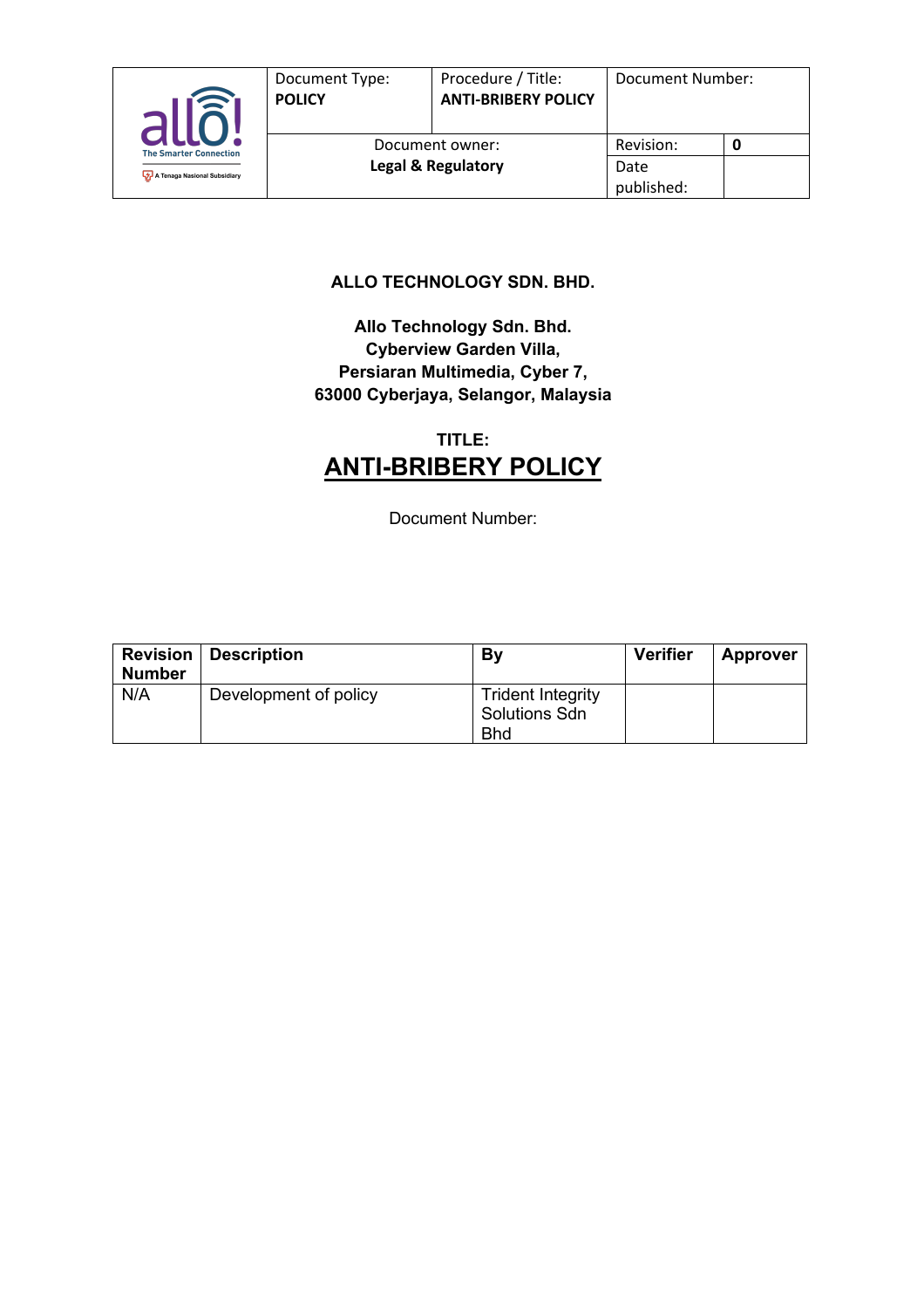| allo! The Smarter Connection A Tenaga Nasional Subsidiary | Document Type: **POLICY** | Procedure / Title: **ANTI-BRIBERY POLICY** | Document Number: | |
|---|---|---|---|---|
| | Document owner: **Legal & Regulatory** | | Revision: | **0** |
| | | | Date published: | |

**ALLO TECHNOLOGY SDN. BHD.**

**Allo Technology Sdn. Bhd.**
**Cyberview Garden Villa,**
**Persiaran Multimedia, Cyber 7,**
**63000 Cyberjaya, Selangor, Malaysia**

**TITLE:**

# ANTI-BRIBERY POLICY

Document Number:

| Revision Number | Description | By | Verifier | Approver |
|---|---|---|---|---|
| N/A | Development of policy | Trident Integrity Solutions Sdn Bhd | | |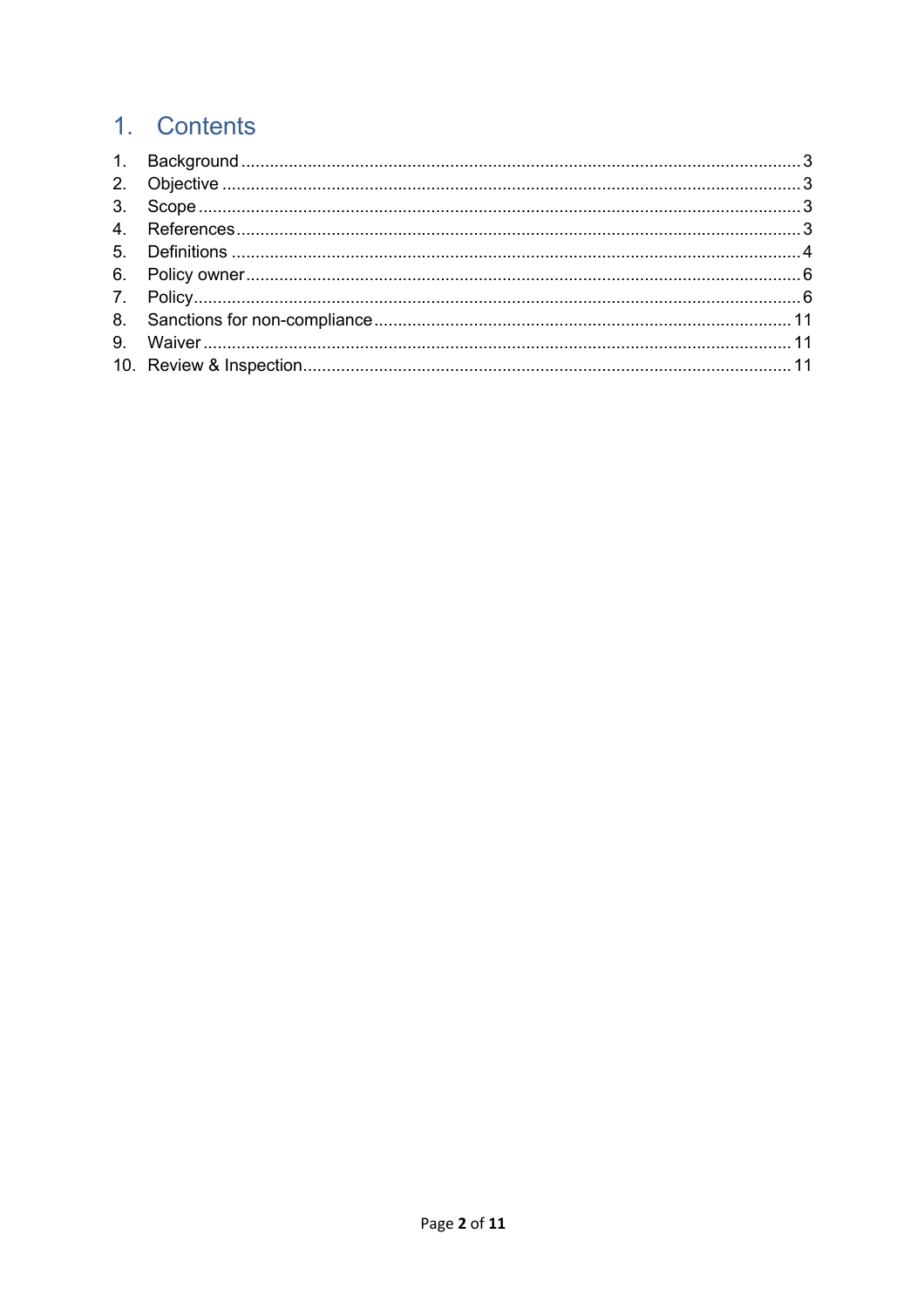# 1. Contents

1. Background ... 3
2. Objective ... 3
3. Scope ... 3
4. References ... 3
5. Definitions ... 4
6. Policy owner ... 6
7. Policy ... 6
8. Sanctions for non-compliance ... 11
9. Waiver ... 11
10. Review & Inspection ... 11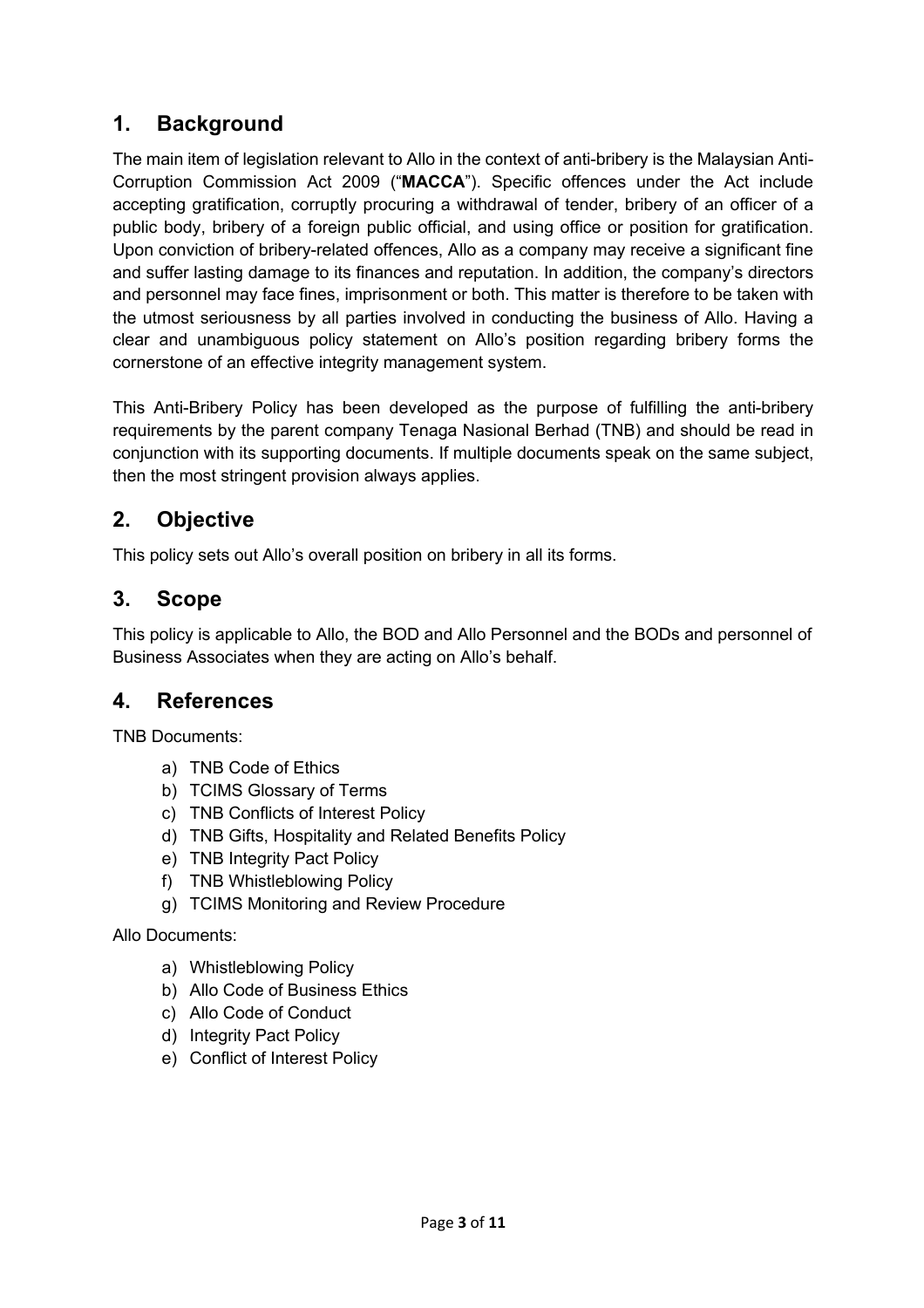## 1. Background

The main item of legislation relevant to Allo in the context of anti-bribery is the Malaysian Anti-Corruption Commission Act 2009 ("**MACCA**"). Specific offences under the Act include accepting gratification, corruptly procuring a withdrawal of tender, bribery of an officer of a public body, bribery of a foreign public official, and using office or position for gratification. Upon conviction of bribery-related offences, Allo as a company may receive a significant fine and suffer lasting damage to its finances and reputation. In addition, the company's directors and personnel may face fines, imprisonment or both. This matter is therefore to be taken with the utmost seriousness by all parties involved in conducting the business of Allo. Having a clear and unambiguous policy statement on Allo's position regarding bribery forms the cornerstone of an effective integrity management system.

This Anti-Bribery Policy has been developed as the purpose of fulfilling the anti-bribery requirements by the parent company Tenaga Nasional Berhad (TNB) and should be read in conjunction with its supporting documents. If multiple documents speak on the same subject, then the most stringent provision always applies.

## 2. Objective

This policy sets out Allo's overall position on bribery in all its forms.

## 3. Scope

This policy is applicable to Allo, the BOD and Allo Personnel and the BODs and personnel of Business Associates when they are acting on Allo's behalf.

## 4. References

TNB Documents:

a) TNB Code of Ethics
b) TCIMS Glossary of Terms
c) TNB Conflicts of Interest Policy
d) TNB Gifts, Hospitality and Related Benefits Policy
e) TNB Integrity Pact Policy
f) TNB Whistleblowing Policy
g) TCIMS Monitoring and Review Procedure

Allo Documents:

a) Whistleblowing Policy
b) Allo Code of Business Ethics
c) Allo Code of Conduct
d) Integrity Pact Policy
e) Conflict of Interest Policy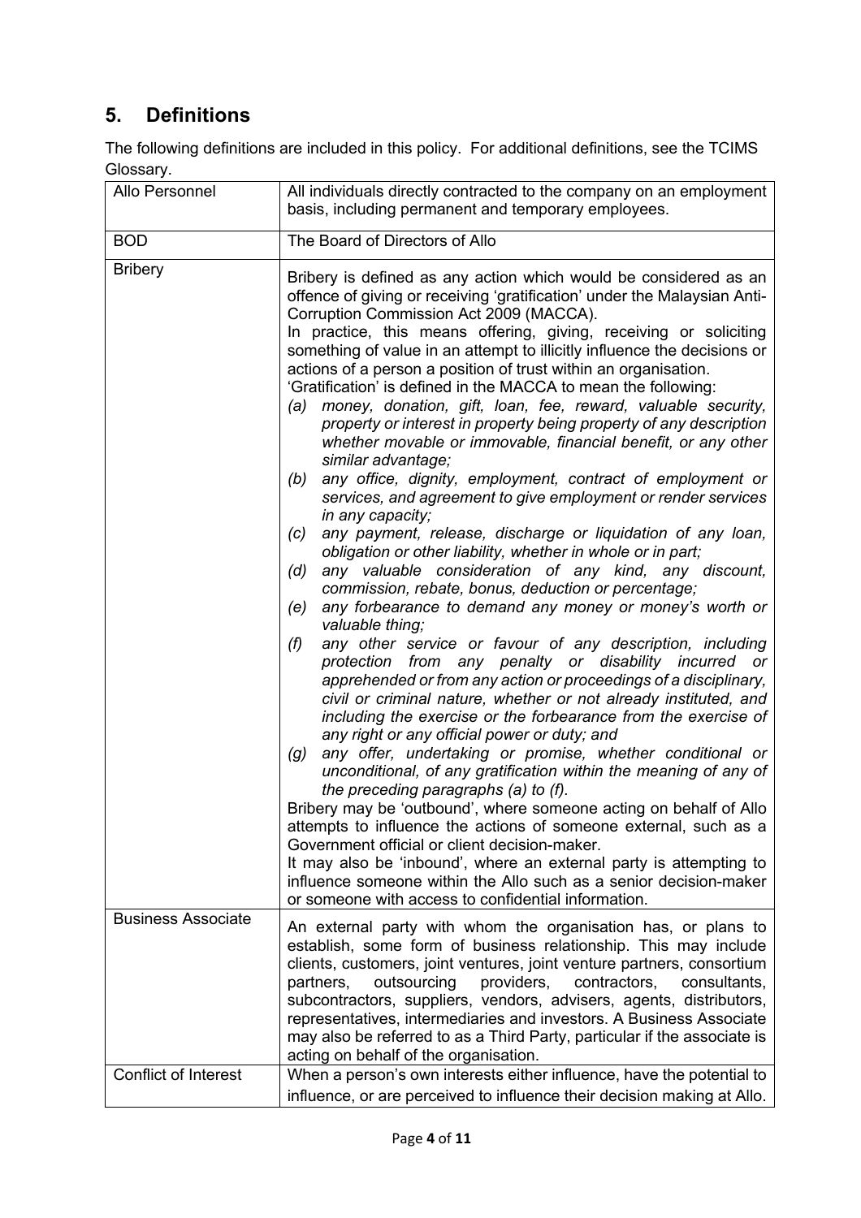## 5. Definitions

The following definitions are included in this policy. For additional definitions, see the TCIMS Glossary.

| | |
|---|---|
| Allo Personnel | All individuals directly contracted to the company on an employment basis, including permanent and temporary employees. |
| BOD | The Board of Directors of Allo |
| Bribery | Bribery is defined as any action which would be considered as an offence of giving or receiving 'gratification' under the Malaysian Anti-Corruption Commission Act 2009 (MACCA).<br>In practice, this means offering, giving, receiving or soliciting something of value in an attempt to illicitly influence the decisions or actions of a person a position of trust within an organisation.<br>'Gratification' is defined in the MACCA to mean the following:<br>*(a) money, donation, gift, loan, fee, reward, valuable security, property or interest in property being property of any description whether movable or immovable, financial benefit, or any other similar advantage;*<br>*(b) any office, dignity, employment, contract of employment or services, and agreement to give employment or render services in any capacity;*<br>*(c) any payment, release, discharge or liquidation of any loan, obligation or other liability, whether in whole or in part;*<br>*(d) any valuable consideration of any kind, any discount, commission, rebate, bonus, deduction or percentage;*<br>*(e) any forbearance to demand any money or money's worth or valuable thing;*<br>*(f) any other service or favour of any description, including protection from any penalty or disability incurred or apprehended or from any action or proceedings of a disciplinary, civil or criminal nature, whether or not already instituted, and including the exercise or the forbearance from the exercise of any right or any official power or duty; and*<br>*(g) any offer, undertaking or promise, whether conditional or unconditional, of any gratification within the meaning of any of the preceding paragraphs (a) to (f).*<br>Bribery may be 'outbound', where someone acting on behalf of Allo attempts to influence the actions of someone external, such as a Government official or client decision-maker.<br>It may also be 'inbound', where an external party is attempting to influence someone within the Allo such as a senior decision-maker or someone with access to confidential information. |
| Business Associate | An external party with whom the organisation has, or plans to establish, some form of business relationship. This may include clients, customers, joint ventures, joint venture partners, consortium partners, outsourcing providers, contractors, consultants, subcontractors, suppliers, vendors, advisers, agents, distributors, representatives, intermediaries and investors. A Business Associate may also be referred to as a Third Party, particular if the associate is acting on behalf of the organisation. |
| Conflict of Interest | When a person's own interests either influence, have the potential to influence, or are perceived to influence their decision making at Allo. |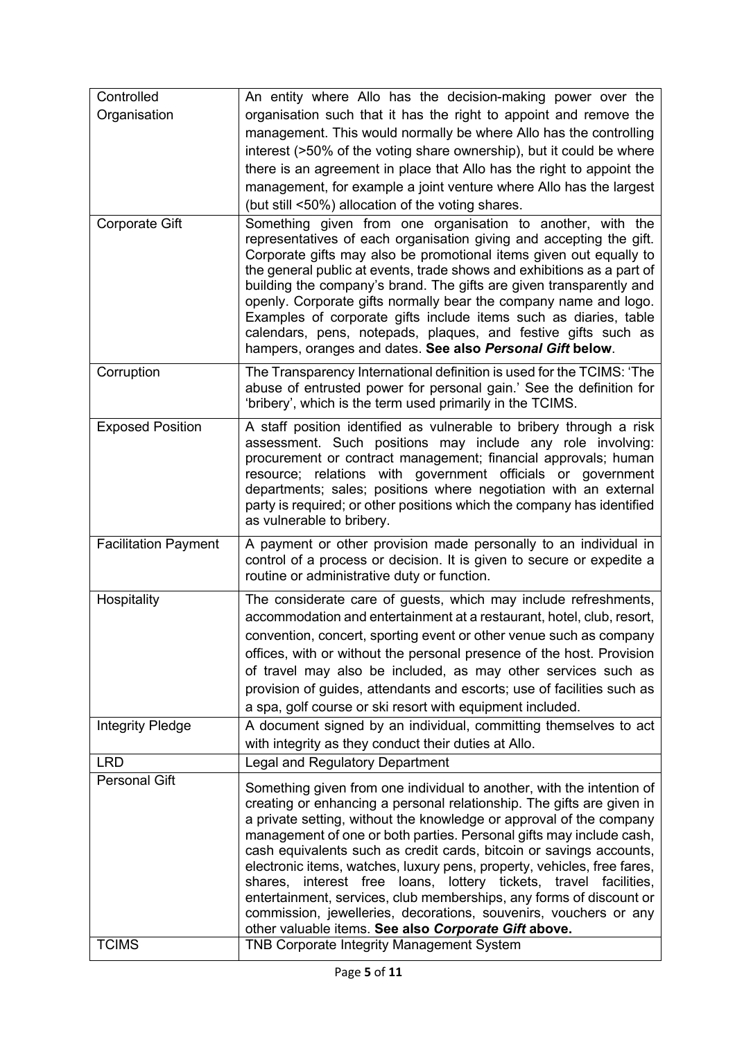| | |
|---|---|
| Controlled Organisation | An entity where Allo has the decision-making power over the organisation such that it has the right to appoint and remove the management. This would normally be where Allo has the controlling interest (>50% of the voting share ownership), but it could be where there is an agreement in place that Allo has the right to appoint the management, for example a joint venture where Allo has the largest (but still <50%) allocation of the voting shares. |
| Corporate Gift | Something given from one organisation to another, with the representatives of each organisation giving and accepting the gift. Corporate gifts may also be promotional items given out equally to the general public at events, trade shows and exhibitions as a part of building the company's brand. The gifts are given transparently and openly. Corporate gifts normally bear the company name and logo. Examples of corporate gifts include items such as diaries, table calendars, pens, notepads, plaques, and festive gifts such as hampers, oranges and dates. **See also *Personal Gift* below**. |
| Corruption | The Transparency International definition is used for the TCIMS: 'The abuse of entrusted power for personal gain.' See the definition for 'bribery', which is the term used primarily in the TCIMS. |
| Exposed Position | A staff position identified as vulnerable to bribery through a risk assessment. Such positions may include any role involving: procurement or contract management; financial approvals; human resource; relations with government officials or government departments; sales; positions where negotiation with an external party is required; or other positions which the company has identified as vulnerable to bribery. |
| Facilitation Payment | A payment or other provision made personally to an individual in control of a process or decision. It is given to secure or expedite a routine or administrative duty or function. |
| Hospitality | The considerate care of guests, which may include refreshments, accommodation and entertainment at a restaurant, hotel, club, resort, convention, concert, sporting event or other venue such as company offices, with or without the personal presence of the host. Provision of travel may also be included, as may other services such as provision of guides, attendants and escorts; use of facilities such as a spa, golf course or ski resort with equipment included. |
| Integrity Pledge | A document signed by an individual, committing themselves to act with integrity as they conduct their duties at Allo. |
| LRD | Legal and Regulatory Department |
| Personal Gift | Something given from one individual to another, with the intention of creating or enhancing a personal relationship. The gifts are given in a private setting, without the knowledge or approval of the company management of one or both parties. Personal gifts may include cash, cash equivalents such as credit cards, bitcoin or savings accounts, electronic items, watches, luxury pens, property, vehicles, free fares, shares, interest free loans, lottery tickets, travel facilities, entertainment, services, club memberships, any forms of discount or commission, jewelleries, decorations, souvenirs, vouchers or any other valuable items. **See also *Corporate Gift* above.** |
| TCIMS | TNB Corporate Integrity Management System |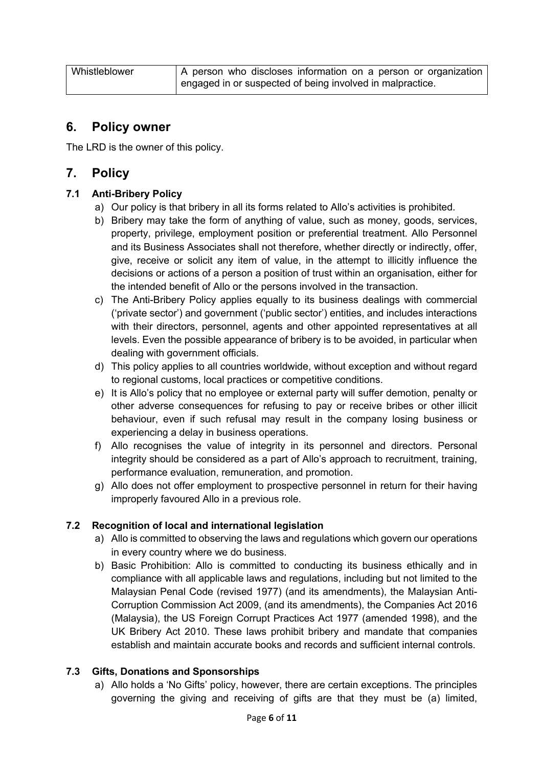| Whistleblower | A person who discloses information on a person or organization engaged in or suspected of being involved in malpractice. |
|---|---|

## 6. Policy owner

The LRD is the owner of this policy.

## 7. Policy

### 7.1 Anti-Bribery Policy

a) Our policy is that bribery in all its forms related to Allo's activities is prohibited.

b) Bribery may take the form of anything of value, such as money, goods, services, property, privilege, employment position or preferential treatment. Allo Personnel and its Business Associates shall not therefore, whether directly or indirectly, offer, give, receive or solicit any item of value, in the attempt to illicitly influence the decisions or actions of a person a position of trust within an organisation, either for the intended benefit of Allo or the persons involved in the transaction.

c) The Anti-Bribery Policy applies equally to its business dealings with commercial ('private sector') and government ('public sector') entities, and includes interactions with their directors, personnel, agents and other appointed representatives at all levels. Even the possible appearance of bribery is to be avoided, in particular when dealing with government officials.

d) This policy applies to all countries worldwide, without exception and without regard to regional customs, local practices or competitive conditions.

e) It is Allo's policy that no employee or external party will suffer demotion, penalty or other adverse consequences for refusing to pay or receive bribes or other illicit behaviour, even if such refusal may result in the company losing business or experiencing a delay in business operations.

f) Allo recognises the value of integrity in its personnel and directors. Personal integrity should be considered as a part of Allo's approach to recruitment, training, performance evaluation, remuneration, and promotion.

g) Allo does not offer employment to prospective personnel in return for their having improperly favoured Allo in a previous role.

### 7.2 Recognition of local and international legislation

a) Allo is committed to observing the laws and regulations which govern our operations in every country where we do business.

b) Basic Prohibition: Allo is committed to conducting its business ethically and in compliance with all applicable laws and regulations, including but not limited to the Malaysian Penal Code (revised 1977) (and its amendments), the Malaysian Anti-Corruption Commission Act 2009, (and its amendments), the Companies Act 2016 (Malaysia), the US Foreign Corrupt Practices Act 1977 (amended 1998), and the UK Bribery Act 2010. These laws prohibit bribery and mandate that companies establish and maintain accurate books and records and sufficient internal controls.

### 7.3 Gifts, Donations and Sponsorships

a) Allo holds a 'No Gifts' policy, however, there are certain exceptions. The principles governing the giving and receiving of gifts are that they must be (a) limited,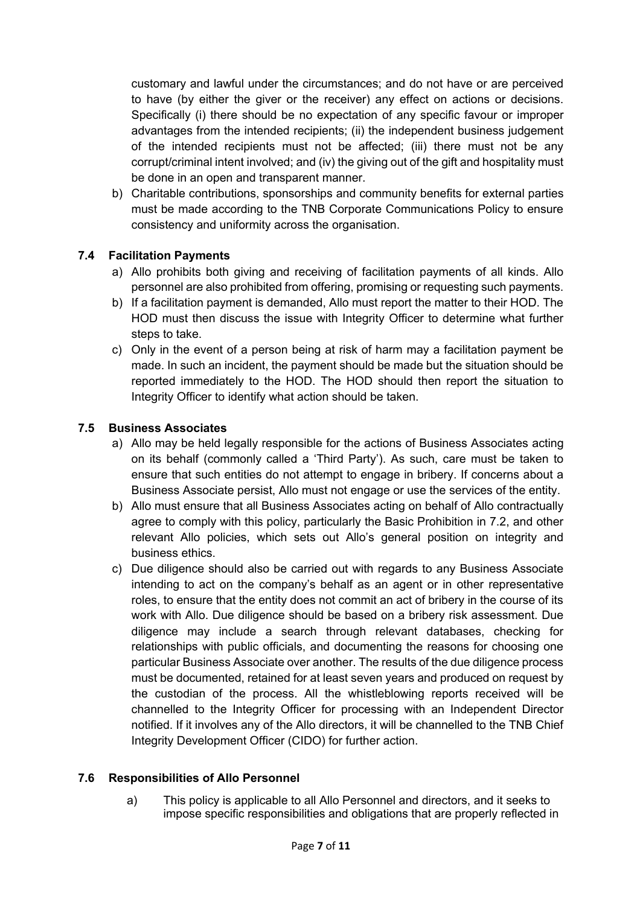customary and lawful under the circumstances; and do not have or are perceived to have (by either the giver or the receiver) any effect on actions or decisions. Specifically (i) there should be no expectation of any specific favour or improper advantages from the intended recipients; (ii) the independent business judgement of the intended recipients must not be affected; (iii) there must not be any corrupt/criminal intent involved; and (iv) the giving out of the gift and hospitality must be done in an open and transparent manner.

b) Charitable contributions, sponsorships and community benefits for external parties must be made according to the TNB Corporate Communications Policy to ensure consistency and uniformity across the organisation.

### 7.4 Facilitation Payments

a) Allo prohibits both giving and receiving of facilitation payments of all kinds. Allo personnel are also prohibited from offering, promising or requesting such payments.

b) If a facilitation payment is demanded, Allo must report the matter to their HOD. The HOD must then discuss the issue with Integrity Officer to determine what further steps to take.

c) Only in the event of a person being at risk of harm may a facilitation payment be made. In such an incident, the payment should be made but the situation should be reported immediately to the HOD. The HOD should then report the situation to Integrity Officer to identify what action should be taken.

### 7.5 Business Associates

a) Allo may be held legally responsible for the actions of Business Associates acting on its behalf (commonly called a 'Third Party'). As such, care must be taken to ensure that such entities do not attempt to engage in bribery. If concerns about a Business Associate persist, Allo must not engage or use the services of the entity.

b) Allo must ensure that all Business Associates acting on behalf of Allo contractually agree to comply with this policy, particularly the Basic Prohibition in 7.2, and other relevant Allo policies, which sets out Allo's general position on integrity and business ethics.

c) Due diligence should also be carried out with regards to any Business Associate intending to act on the company's behalf as an agent or in other representative roles, to ensure that the entity does not commit an act of bribery in the course of its work with Allo. Due diligence should be based on a bribery risk assessment. Due diligence may include a search through relevant databases, checking for relationships with public officials, and documenting the reasons for choosing one particular Business Associate over another. The results of the due diligence process must be documented, retained for at least seven years and produced on request by the custodian of the process. All the whistleblowing reports received will be channelled to the Integrity Officer for processing with an Independent Director notified. If it involves any of the Allo directors, it will be channelled to the TNB Chief Integrity Development Officer (CIDO) for further action.

### 7.6 Responsibilities of Allo Personnel

a) This policy is applicable to all Allo Personnel and directors, and it seeks to impose specific responsibilities and obligations that are properly reflected in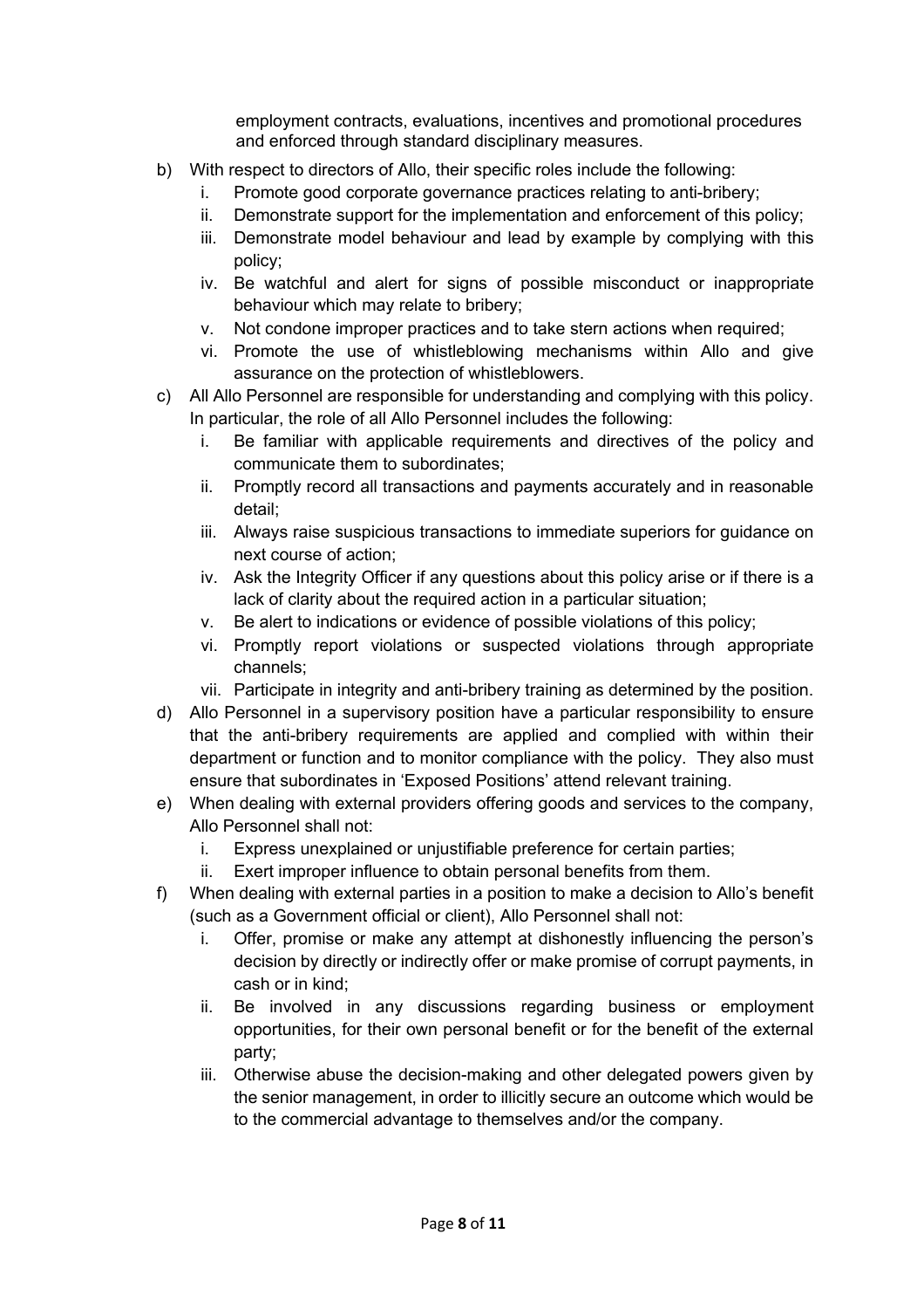employment contracts, evaluations, incentives and promotional procedures and enforced through standard disciplinary measures.

b) With respect to directors of Allo, their specific roles include the following:
   i. Promote good corporate governance practices relating to anti-bribery;
   ii. Demonstrate support for the implementation and enforcement of this policy;
   iii. Demonstrate model behaviour and lead by example by complying with this policy;
   iv. Be watchful and alert for signs of possible misconduct or inappropriate behaviour which may relate to bribery;
   v. Not condone improper practices and to take stern actions when required;
   vi. Promote the use of whistleblowing mechanisms within Allo and give assurance on the protection of whistleblowers.

c) All Allo Personnel are responsible for understanding and complying with this policy. In particular, the role of all Allo Personnel includes the following:
   i. Be familiar with applicable requirements and directives of the policy and communicate them to subordinates;
   ii. Promptly record all transactions and payments accurately and in reasonable detail;
   iii. Always raise suspicious transactions to immediate superiors for guidance on next course of action;
   iv. Ask the Integrity Officer if any questions about this policy arise or if there is a lack of clarity about the required action in a particular situation;
   v. Be alert to indications or evidence of possible violations of this policy;
   vi. Promptly report violations or suspected violations through appropriate channels;
   vii. Participate in integrity and anti-bribery training as determined by the position.

d) Allo Personnel in a supervisory position have a particular responsibility to ensure that the anti-bribery requirements are applied and complied with within their department or function and to monitor compliance with the policy. They also must ensure that subordinates in 'Exposed Positions' attend relevant training.

e) When dealing with external providers offering goods and services to the company, Allo Personnel shall not:
   i. Express unexplained or unjustifiable preference for certain parties;
   ii. Exert improper influence to obtain personal benefits from them.

f) When dealing with external parties in a position to make a decision to Allo's benefit (such as a Government official or client), Allo Personnel shall not:
   i. Offer, promise or make any attempt at dishonestly influencing the person's decision by directly or indirectly offer or make promise of corrupt payments, in cash or in kind;
   ii. Be involved in any discussions regarding business or employment opportunities, for their own personal benefit or for the benefit of the external party;
   iii. Otherwise abuse the decision-making and other delegated powers given by the senior management, in order to illicitly secure an outcome which would be to the commercial advantage to themselves and/or the company.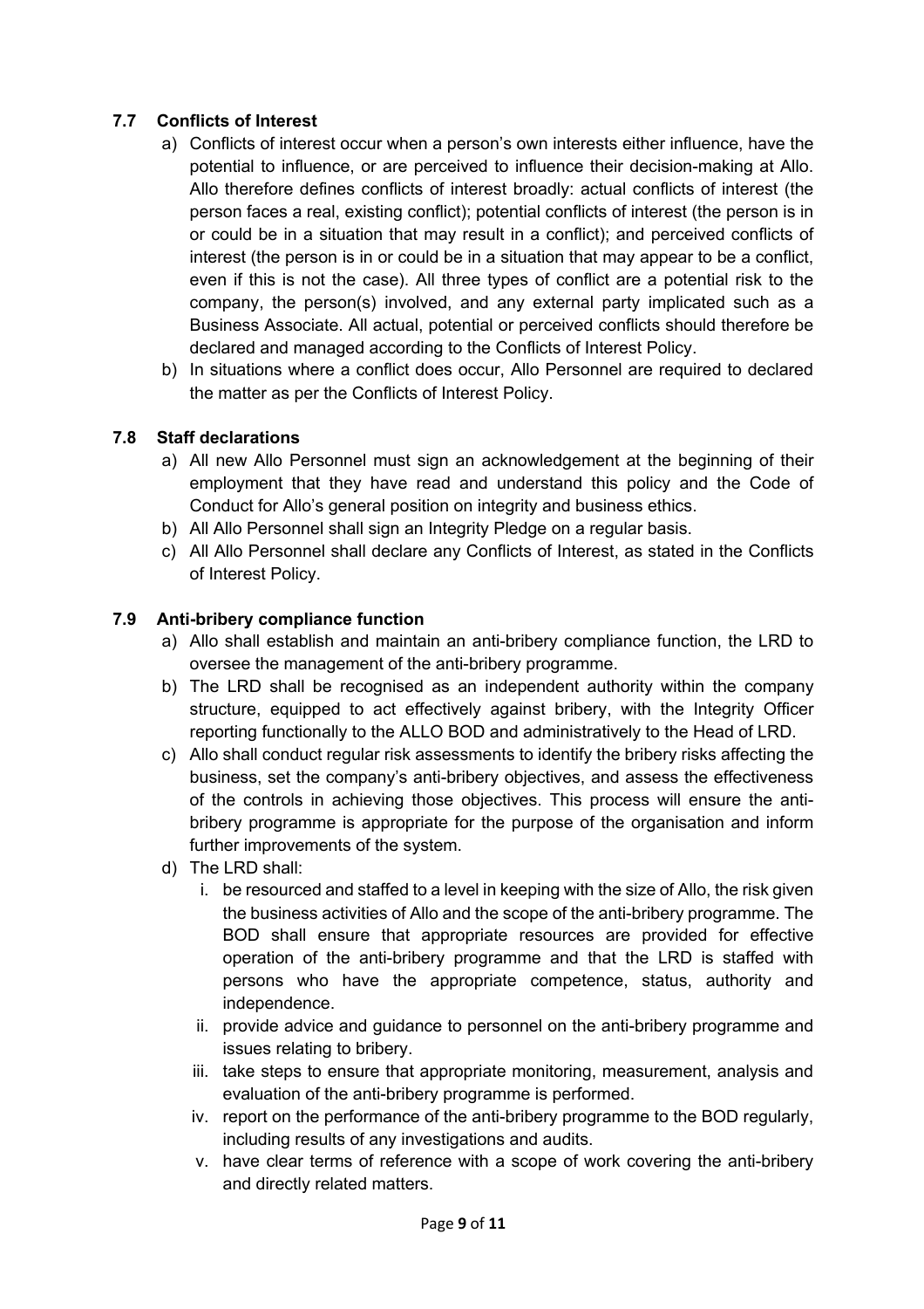### 7.7 Conflicts of Interest

a) Conflicts of interest occur when a person's own interests either influence, have the potential to influence, or are perceived to influence their decision-making at Allo. Allo therefore defines conflicts of interest broadly: actual conflicts of interest (the person faces a real, existing conflict); potential conflicts of interest (the person is in or could be in a situation that may result in a conflict); and perceived conflicts of interest (the person is in or could be in a situation that may appear to be a conflict, even if this is not the case). All three types of conflict are a potential risk to the company, the person(s) involved, and any external party implicated such as a Business Associate. All actual, potential or perceived conflicts should therefore be declared and managed according to the Conflicts of Interest Policy.

b) In situations where a conflict does occur, Allo Personnel are required to declared the matter as per the Conflicts of Interest Policy.

### 7.8 Staff declarations

a) All new Allo Personnel must sign an acknowledgement at the beginning of their employment that they have read and understand this policy and the Code of Conduct for Allo's general position on integrity and business ethics.

b) All Allo Personnel shall sign an Integrity Pledge on a regular basis.

c) All Allo Personnel shall declare any Conflicts of Interest, as stated in the Conflicts of Interest Policy.

### 7.9 Anti-bribery compliance function

a) Allo shall establish and maintain an anti-bribery compliance function, the LRD to oversee the management of the anti-bribery programme.

b) The LRD shall be recognised as an independent authority within the company structure, equipped to act effectively against bribery, with the Integrity Officer reporting functionally to the ALLO BOD and administratively to the Head of LRD.

c) Allo shall conduct regular risk assessments to identify the bribery risks affecting the business, set the company's anti-bribery objectives, and assess the effectiveness of the controls in achieving those objectives. This process will ensure the anti-bribery programme is appropriate for the purpose of the organisation and inform further improvements of the system.

d) The LRD shall:

   i. be resourced and staffed to a level in keeping with the size of Allo, the risk given the business activities of Allo and the scope of the anti-bribery programme. The BOD shall ensure that appropriate resources are provided for effective operation of the anti-bribery programme and that the LRD is staffed with persons who have the appropriate competence, status, authority and independence.

   ii. provide advice and guidance to personnel on the anti-bribery programme and issues relating to bribery.

   iii. take steps to ensure that appropriate monitoring, measurement, analysis and evaluation of the anti-bribery programme is performed.

   iv. report on the performance of the anti-bribery programme to the BOD regularly, including results of any investigations and audits.

   v. have clear terms of reference with a scope of work covering the anti-bribery and directly related matters.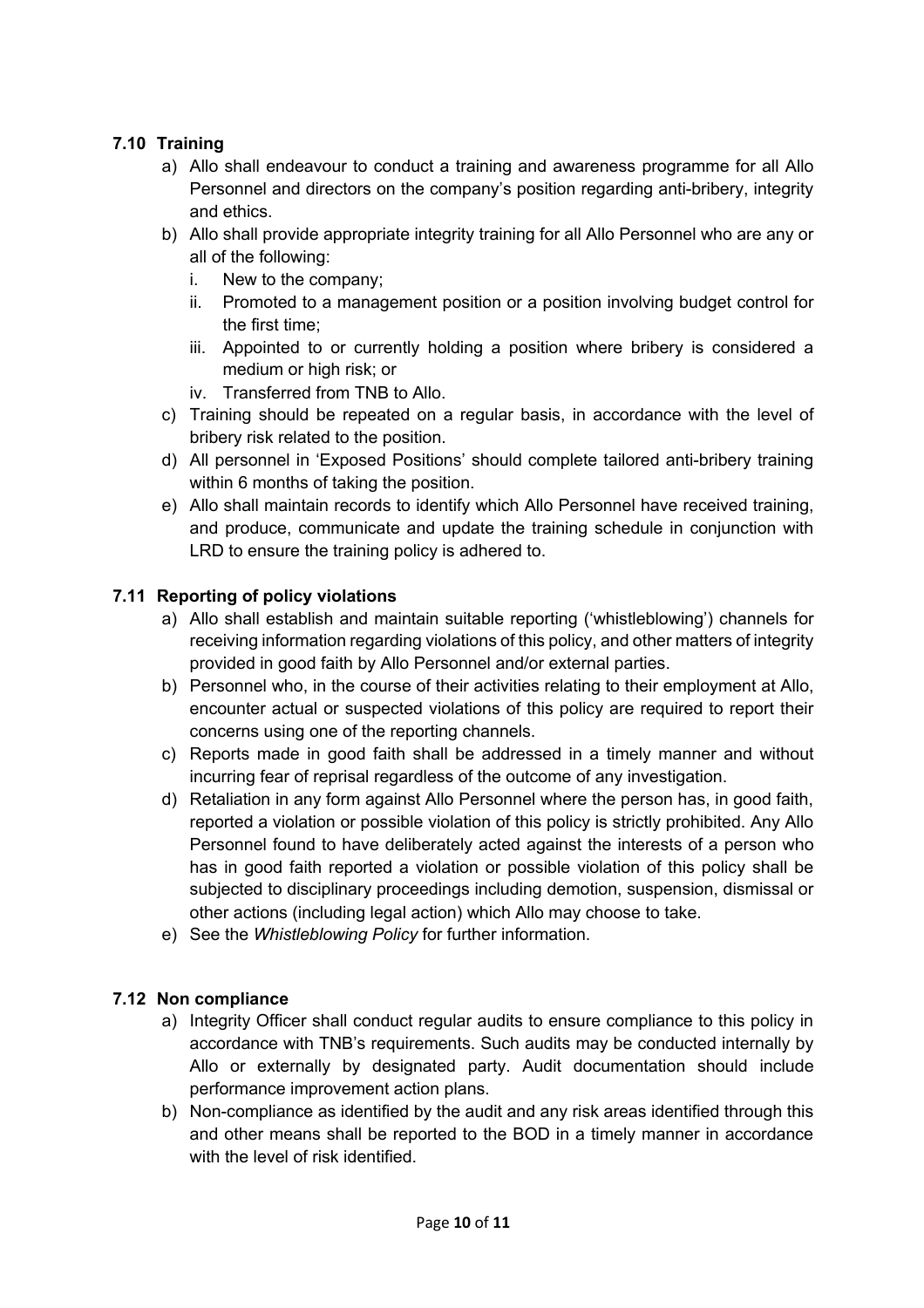### 7.10 Training

a) Allo shall endeavour to conduct a training and awareness programme for all Allo Personnel and directors on the company's position regarding anti-bribery, integrity and ethics.

b) Allo shall provide appropriate integrity training for all Allo Personnel who are any or all of the following:

   i. New to the company;

   ii. Promoted to a management position or a position involving budget control for the first time;

   iii. Appointed to or currently holding a position where bribery is considered a medium or high risk; or

   iv. Transferred from TNB to Allo.

c) Training should be repeated on a regular basis, in accordance with the level of bribery risk related to the position.

d) All personnel in 'Exposed Positions' should complete tailored anti-bribery training within 6 months of taking the position.

e) Allo shall maintain records to identify which Allo Personnel have received training, and produce, communicate and update the training schedule in conjunction with LRD to ensure the training policy is adhered to.

### 7.11 Reporting of policy violations

a) Allo shall establish and maintain suitable reporting ('whistleblowing') channels for receiving information regarding violations of this policy, and other matters of integrity provided in good faith by Allo Personnel and/or external parties.

b) Personnel who, in the course of their activities relating to their employment at Allo, encounter actual or suspected violations of this policy are required to report their concerns using one of the reporting channels.

c) Reports made in good faith shall be addressed in a timely manner and without incurring fear of reprisal regardless of the outcome of any investigation.

d) Retaliation in any form against Allo Personnel where the person has, in good faith, reported a violation or possible violation of this policy is strictly prohibited. Any Allo Personnel found to have deliberately acted against the interests of a person who has in good faith reported a violation or possible violation of this policy shall be subjected to disciplinary proceedings including demotion, suspension, dismissal or other actions (including legal action) which Allo may choose to take.

e) See the *Whistleblowing Policy* for further information.

### 7.12 Non compliance

a) Integrity Officer shall conduct regular audits to ensure compliance to this policy in accordance with TNB's requirements. Such audits may be conducted internally by Allo or externally by designated party. Audit documentation should include performance improvement action plans.

b) Non-compliance as identified by the audit and any risk areas identified through this and other means shall be reported to the BOD in a timely manner in accordance with the level of risk identified.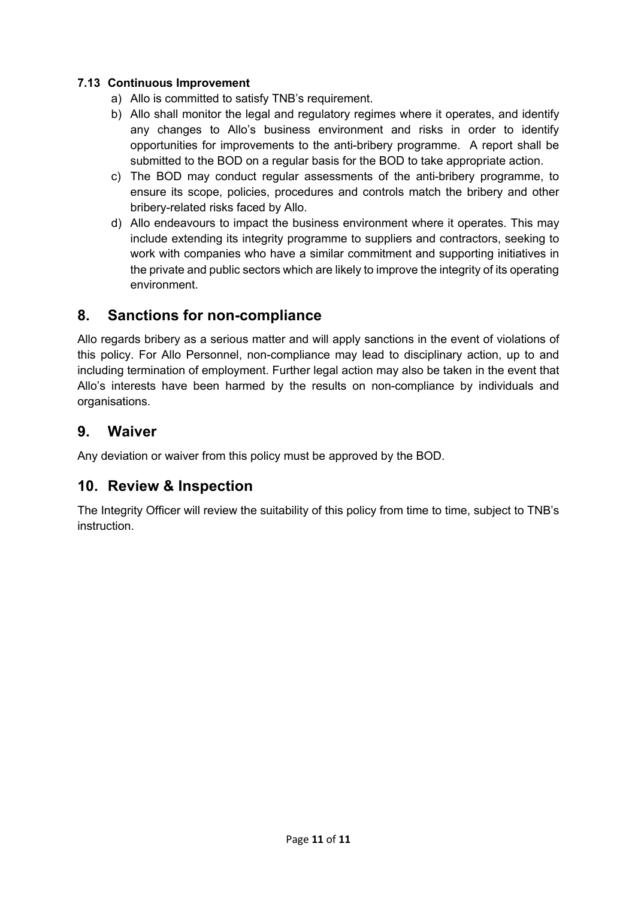### 7.13 Continuous Improvement

a) Allo is committed to satisfy TNB's requirement.

b) Allo shall monitor the legal and regulatory regimes where it operates, and identify any changes to Allo's business environment and risks in order to identify opportunities for improvements to the anti-bribery programme. A report shall be submitted to the BOD on a regular basis for the BOD to take appropriate action.

c) The BOD may conduct regular assessments of the anti-bribery programme, to ensure its scope, policies, procedures and controls match the bribery and other bribery-related risks faced by Allo.

d) Allo endeavours to impact the business environment where it operates. This may include extending its integrity programme to suppliers and contractors, seeking to work with companies who have a similar commitment and supporting initiatives in the private and public sectors which are likely to improve the integrity of its operating environment.

## 8. Sanctions for non-compliance

Allo regards bribery as a serious matter and will apply sanctions in the event of violations of this policy. For Allo Personnel, non-compliance may lead to disciplinary action, up to and including termination of employment. Further legal action may also be taken in the event that Allo's interests have been harmed by the results on non-compliance by individuals and organisations.

## 9. Waiver

Any deviation or waiver from this policy must be approved by the BOD.

## 10. Review & Inspection

The Integrity Officer will review the suitability of this policy from time to time, subject to TNB's instruction.